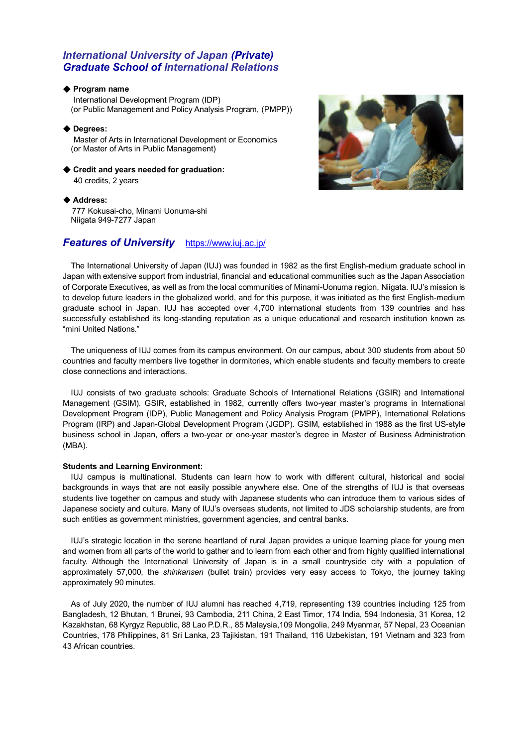# International University of Japan (Private)
# Graduate School of International Relations

◆ **Program name**

International Development Program (IDP)
(or Public Management and Policy Analysis Program, (PMPP))

◆ **Degrees:**

Master of Arts in International Development or Economics
(or Master of Arts in Public Management)

◆ **Credit and years needed for graduation:**

40 credits, 2 years

◆ **Address:**

777 Kokusai-cho, Minami Uonuma-shi
Niigata 949-7277 Japan

## Features of University https://www.iuj.ac.jp/

The International University of Japan (IUJ) was founded in 1982 as the first English-medium graduate school in Japan with extensive support from industrial, financial and educational communities such as the Japan Association of Corporate Executives, as well as from the local communities of Minami-Uonuma region, Niigata. IUJ's mission is to develop future leaders in the globalized world, and for this purpose, it was initiated as the first English-medium graduate school in Japan. IUJ has accepted over 4,700 international students from 139 countries and has successfully established its long-standing reputation as a unique educational and research institution known as "mini United Nations."

The uniqueness of IUJ comes from its campus environment. On our campus, about 300 students from about 50 countries and faculty members live together in dormitories, which enable students and faculty members to create close connections and interactions.

IUJ consists of two graduate schools: Graduate Schools of International Relations (GSIR) and International Management (GSIM). GSIR, established in 1982, currently offers two-year master's programs in International Development Program (IDP), Public Management and Policy Analysis Program (PMPP), International Relations Program (IRP) and Japan-Global Development Program (JGDP). GSIM, established in 1988 as the first US-style business school in Japan, offers a two-year or one-year master's degree in Master of Business Administration (MBA).

**Students and Learning Environment:**

IUJ campus is multinational. Students can learn how to work with different cultural, historical and social backgrounds in ways that are not easily possible anywhere else. One of the strengths of IUJ is that overseas students live together on campus and study with Japanese students who can introduce them to various sides of Japanese society and culture. Many of IUJ's overseas students, not limited to JDS scholarship students, are from such entities as government ministries, government agencies, and central banks.

IUJ's strategic location in the serene heartland of rural Japan provides a unique learning place for young men and women from all parts of the world to gather and to learn from each other and from highly qualified international faculty. Although the International University of Japan is in a small countryside city with a population of approximately 57,000, the *shinkansen* (bullet train) provides very easy access to Tokyo, the journey taking approximately 90 minutes.

As of July 2020, the number of IUJ alumni has reached 4,719, representing 139 countries including 125 from Bangladesh, 12 Bhutan, 1 Brunei, 93 Cambodia, 211 China, 2 East Timor, 174 India, 594 Indonesia, 31 Korea, 12 Kazakhstan, 68 Kyrgyz Republic, 88 Lao P.D.R., 85 Malaysia,109 Mongolia, 249 Myanmar, 57 Nepal, 23 Oceanian Countries, 178 Philippines, 81 Sri Lanka, 23 Tajikistan, 191 Thailand, 116 Uzbekistan, 191 Vietnam and 323 from 43 African countries.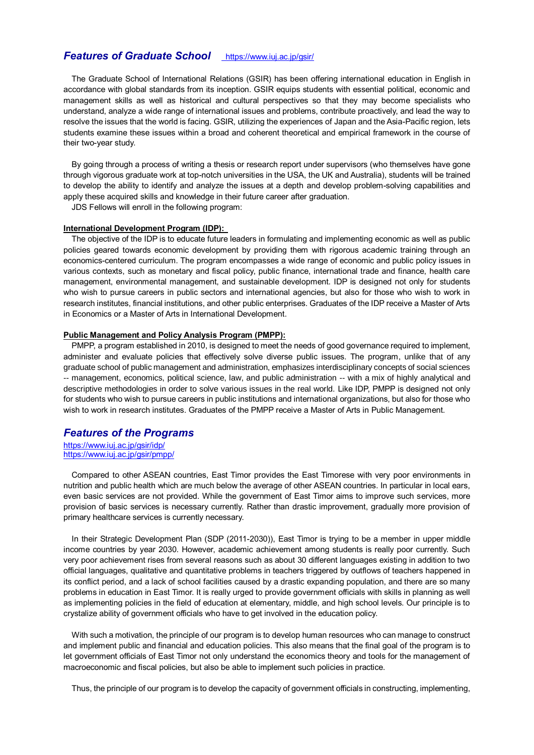## *Features of Graduate School* [https://www.iuj.ac.jp/gsir/](https://www.iuj.ac.jp/gsir/)

The Graduate School of International Relations (GSIR) has been offering international education in English in accordance with global standards from its inception. GSIR equips students with essential political, economic and management skills as well as historical and cultural perspectives so that they may become specialists who understand, analyze a wide range of international issues and problems, contribute proactively, and lead the way to resolve the issues that the world is facing. GSIR, utilizing the experiences of Japan and the Asia-Pacific region, lets students examine these issues within a broad and coherent theoretical and empirical framework in the course of their two-year study.

By going through a process of writing a thesis or research report under supervisors (who themselves have gone through vigorous graduate work at top-notch universities in the USA, the UK and Australia), students will be trained to develop the ability to identify and analyze the issues at a depth and develop problem-solving capabilities and apply these acquired skills and knowledge in their future career after graduation.

JDS Fellows will enroll in the following program:

**International Development Program (IDP):**

The objective of the IDP is to educate future leaders in formulating and implementing economic as well as public policies geared towards economic development by providing them with rigorous academic training through an economics-centered curriculum. The program encompasses a wide range of economic and public policy issues in various contexts, such as monetary and fiscal policy, public finance, international trade and finance, health care management, environmental management, and sustainable development. IDP is designed not only for students who wish to pursue careers in public sectors and international agencies, but also for those who wish to work in research institutes, financial institutions, and other public enterprises. Graduates of the IDP receive a Master of Arts in Economics or a Master of Arts in International Development.

**Public Management and Policy Analysis Program (PMPP):**

PMPP, a program established in 2010, is designed to meet the needs of good governance required to implement, administer and evaluate policies that effectively solve diverse public issues. The program, unlike that of any graduate school of public management and administration, emphasizes interdisciplinary concepts of social sciences -- management, economics, political science, law, and public administration -- with a mix of highly analytical and descriptive methodologies in order to solve various issues in the real world. Like IDP, PMPP is designed not only for students who wish to pursue careers in public institutions and international organizations, but also for those who wish to work in research institutes. Graduates of the PMPP receive a Master of Arts in Public Management.

## *Features of the Programs*

[https://www.iuj.ac.jp/gsir/idp/](https://www.iuj.ac.jp/gsir/idp/)
[https://www.iuj.ac.jp/gsir/pmpp/](https://www.iuj.ac.jp/gsir/pmpp/)

Compared to other ASEAN countries, East Timor provides the East Timorese with very poor environments in nutrition and public health which are much below the average of other ASEAN countries. In particular in local ears, even basic services are not provided. While the government of East Timor aims to improve such services, more provision of basic services is necessary currently. Rather than drastic improvement, gradually more provision of primary healthcare services is currently necessary.

In their Strategic Development Plan (SDP (2011-2030)), East Timor is trying to be a member in upper middle income countries by year 2030. However, academic achievement among students is really poor currently. Such very poor achievement rises from several reasons such as about 30 different languages existing in addition to two official languages, qualitative and quantitative problems in teachers triggered by outflows of teachers happened in its conflict period, and a lack of school facilities caused by a drastic expanding population, and there are so many problems in education in East Timor. It is really urged to provide government officials with skills in planning as well as implementing policies in the field of education at elementary, middle, and high school levels. Our principle is to crystalize ability of government officials who have to get involved in the education policy.

With such a motivation, the principle of our program is to develop human resources who can manage to construct and implement public and financial and education policies. This also means that the final goal of the program is to let government officials of East Timor not only understand the economics theory and tools for the management of macroeconomic and fiscal policies, but also be able to implement such policies in practice.

Thus, the principle of our program is to develop the capacity of government officials in constructing, implementing,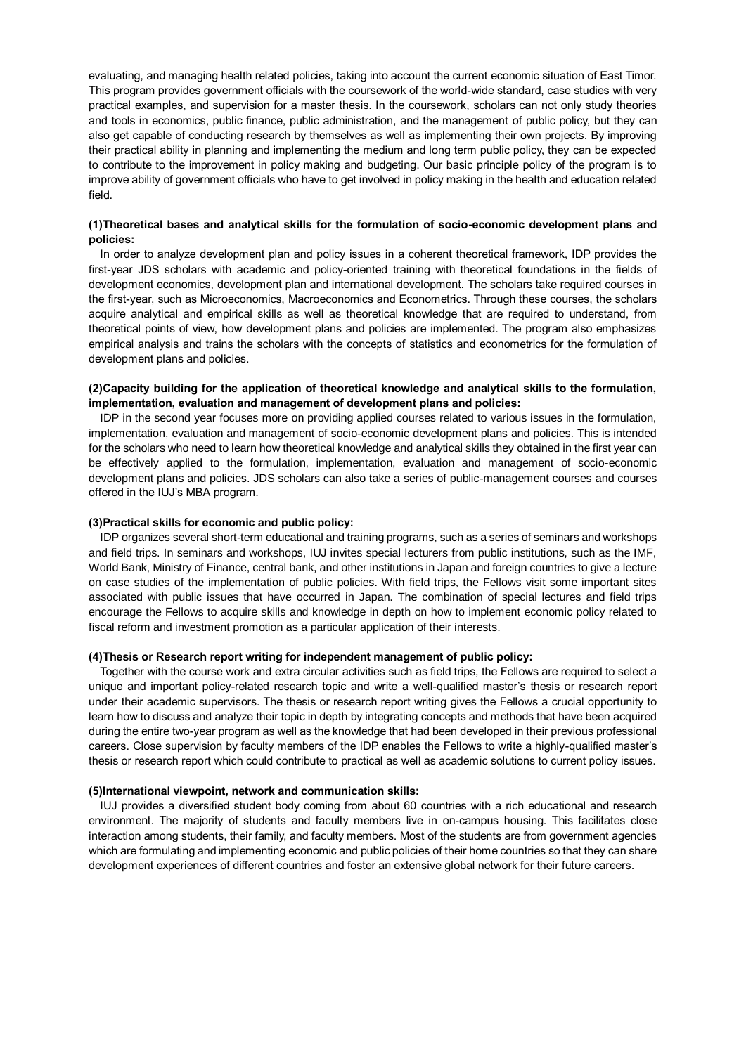evaluating, and managing health related policies, taking into account the current economic situation of East Timor. This program provides government officials with the coursework of the world-wide standard, case studies with very practical examples, and supervision for a master thesis. In the coursework, scholars can not only study theories and tools in economics, public finance, public administration, and the management of public policy, but they can also get capable of conducting research by themselves as well as implementing their own projects. By improving their practical ability in planning and implementing the medium and long term public policy, they can be expected to contribute to the improvement in policy making and budgeting. Our basic principle policy of the program is to improve ability of government officials who have to get involved in policy making in the health and education related field.

**(1)Theoretical bases and analytical skills for the formulation of socio-economic development plans and policies:**

In order to analyze development plan and policy issues in a coherent theoretical framework, IDP provides the first-year JDS scholars with academic and policy-oriented training with theoretical foundations in the fields of development economics, development plan and international development. The scholars take required courses in the first-year, such as Microeconomics, Macroeconomics and Econometrics. Through these courses, the scholars acquire analytical and empirical skills as well as theoretical knowledge that are required to understand, from theoretical points of view, how development plans and policies are implemented. The program also emphasizes empirical analysis and trains the scholars with the concepts of statistics and econometrics for the formulation of development plans and policies.

**(2)Capacity building for the application of theoretical knowledge and analytical skills to the formulation, implementation, evaluation and management of development plans and policies:**

IDP in the second year focuses more on providing applied courses related to various issues in the formulation, implementation, evaluation and management of socio-economic development plans and policies. This is intended for the scholars who need to learn how theoretical knowledge and analytical skills they obtained in the first year can be effectively applied to the formulation, implementation, evaluation and management of socio-economic development plans and policies. JDS scholars can also take a series of public-management courses and courses offered in the IUJ's MBA program.

**(3)Practical skills for economic and public policy:**

IDP organizes several short-term educational and training programs, such as a series of seminars and workshops and field trips. In seminars and workshops, IUJ invites special lecturers from public institutions, such as the IMF, World Bank, Ministry of Finance, central bank, and other institutions in Japan and foreign countries to give a lecture on case studies of the implementation of public policies. With field trips, the Fellows visit some important sites associated with public issues that have occurred in Japan. The combination of special lectures and field trips encourage the Fellows to acquire skills and knowledge in depth on how to implement economic policy related to fiscal reform and investment promotion as a particular application of their interests.

**(4)Thesis or Research report writing for independent management of public policy:**

Together with the course work and extra circular activities such as field trips, the Fellows are required to select a unique and important policy-related research topic and write a well-qualified master's thesis or research report under their academic supervisors. The thesis or research report writing gives the Fellows a crucial opportunity to learn how to discuss and analyze their topic in depth by integrating concepts and methods that have been acquired during the entire two-year program as well as the knowledge that had been developed in their previous professional careers. Close supervision by faculty members of the IDP enables the Fellows to write a highly-qualified master's thesis or research report which could contribute to practical as well as academic solutions to current policy issues.

**(5)International viewpoint, network and communication skills:**

IUJ provides a diversified student body coming from about 60 countries with a rich educational and research environment. The majority of students and faculty members live in on-campus housing. This facilitates close interaction among students, their family, and faculty members. Most of the students are from government agencies which are formulating and implementing economic and public policies of their home countries so that they can share development experiences of different countries and foster an extensive global network for their future careers.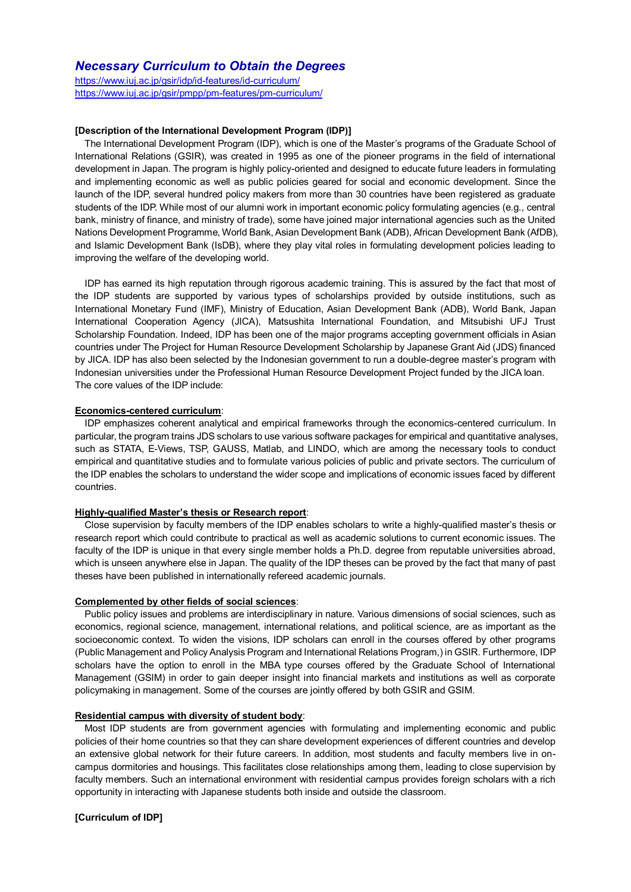## *Necessary Curriculum to Obtain the Degrees*

https://www.iuj.ac.jp/gsir/idp/id-features/id-curriculum/
https://www.iuj.ac.jp/gsir/pmpp/pm-features/pm-curriculum/

**[Description of the International Development Program (IDP)]**

The International Development Program (IDP), which is one of the Master's programs of the Graduate School of International Relations (GSIR), was created in 1995 as one of the pioneer programs in the field of international development in Japan. The program is highly policy-oriented and designed to educate future leaders in formulating and implementing economic as well as public policies geared for social and economic development. Since the launch of the IDP, several hundred policy makers from more than 30 countries have been registered as graduate students of the IDP. While most of our alumni work in important economic policy formulating agencies (e.g., central bank, ministry of finance, and ministry of trade), some have joined major international agencies such as the United Nations Development Programme, World Bank, Asian Development Bank (ADB), African Development Bank (AfDB), and Islamic Development Bank (IsDB), where they play vital roles in formulating development policies leading to improving the welfare of the developing world.

IDP has earned its high reputation through rigorous academic training. This is assured by the fact that most of the IDP students are supported by various types of scholarships provided by outside institutions, such as International Monetary Fund (IMF), Ministry of Education, Asian Development Bank (ADB), World Bank, Japan International Cooperation Agency (JICA), Matsushita International Foundation, and Mitsubishi UFJ Trust Scholarship Foundation. Indeed, IDP has been one of the major programs accepting government officials in Asian countries under The Project for Human Resource Development Scholarship by Japanese Grant Aid (JDS) financed by JICA. IDP has also been selected by the Indonesian government to run a double-degree master's program with Indonesian universities under the Professional Human Resource Development Project funded by the JICA loan.
The core values of the IDP include:

**Economics-centered curriculum**:

IDP emphasizes coherent analytical and empirical frameworks through the economics-centered curriculum. In particular, the program trains JDS scholars to use various software packages for empirical and quantitative analyses, such as STATA, E-Views, TSP, GAUSS, Matlab, and LINDO, which are among the necessary tools to conduct empirical and quantitative studies and to formulate various policies of public and private sectors. The curriculum of the IDP enables the scholars to understand the wider scope and implications of economic issues faced by different countries.

**Highly-qualified Master's thesis or Research report**:

Close supervision by faculty members of the IDP enables scholars to write a highly-qualified master's thesis or research report which could contribute to practical as well as academic solutions to current economic issues. The faculty of the IDP is unique in that every single member holds a Ph.D. degree from reputable universities abroad, which is unseen anywhere else in Japan. The quality of the IDP theses can be proved by the fact that many of past theses have been published in internationally refereed academic journals.

**Complemented by other fields of social sciences**:

Public policy issues and problems are interdisciplinary in nature. Various dimensions of social sciences, such as economics, regional science, management, international relations, and political science, are as important as the socioeconomic context. To widen the visions, IDP scholars can enroll in the courses offered by other programs (Public Management and Policy Analysis Program and International Relations Program,) in GSIR. Furthermore, IDP scholars have the option to enroll in the MBA type courses offered by the Graduate School of International Management (GSIM) in order to gain deeper insight into financial markets and institutions as well as corporate policymaking in management. Some of the courses are jointly offered by both GSIR and GSIM.

**Residential campus with diversity of student body**:

Most IDP students are from government agencies with formulating and implementing economic and public policies of their home countries so that they can share development experiences of different countries and develop an extensive global network for their future careers. In addition, most students and faculty members live in on-campus dormitories and housings. This facilitates close relationships among them, leading to close supervision by faculty members. Such an international environment with residential campus provides foreign scholars with a rich opportunity in interacting with Japanese students both inside and outside the classroom.

**[Curriculum of IDP]**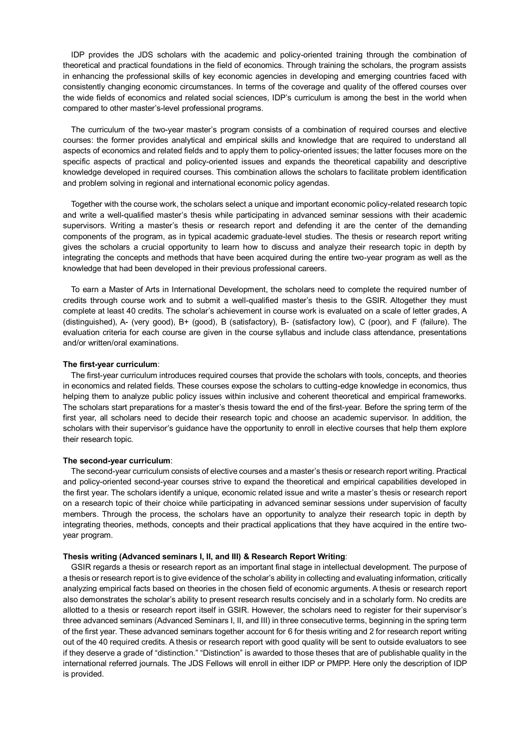IDP provides the JDS scholars with the academic and policy-oriented training through the combination of theoretical and practical foundations in the field of economics. Through training the scholars, the program assists in enhancing the professional skills of key economic agencies in developing and emerging countries faced with consistently changing economic circumstances. In terms of the coverage and quality of the offered courses over the wide fields of economics and related social sciences, IDP's curriculum is among the best in the world when compared to other master's-level professional programs.

The curriculum of the two-year master's program consists of a combination of required courses and elective courses: the former provides analytical and empirical skills and knowledge that are required to understand all aspects of economics and related fields and to apply them to policy-oriented issues; the latter focuses more on the specific aspects of practical and policy-oriented issues and expands the theoretical capability and descriptive knowledge developed in required courses. This combination allows the scholars to facilitate problem identification and problem solving in regional and international economic policy agendas.

Together with the course work, the scholars select a unique and important economic policy-related research topic and write a well-qualified master's thesis while participating in advanced seminar sessions with their academic supervisors. Writing a master's thesis or research report and defending it are the center of the demanding components of the program, as in typical academic graduate-level studies. The thesis or research report writing gives the scholars a crucial opportunity to learn how to discuss and analyze their research topic in depth by integrating the concepts and methods that have been acquired during the entire two-year program as well as the knowledge that had been developed in their previous professional careers.

To earn a Master of Arts in International Development, the scholars need to complete the required number of credits through course work and to submit a well-qualified master's thesis to the GSIR. Altogether they must complete at least 40 credits. The scholar's achievement in course work is evaluated on a scale of letter grades, A (distinguished), A- (very good), B+ (good), B (satisfactory), B- (satisfactory low), C (poor), and F (failure). The evaluation criteria for each course are given in the course syllabus and include class attendance, presentations and/or written/oral examinations.

**The first-year curriculum**:

The first-year curriculum introduces required courses that provide the scholars with tools, concepts, and theories in economics and related fields. These courses expose the scholars to cutting-edge knowledge in economics, thus helping them to analyze public policy issues within inclusive and coherent theoretical and empirical frameworks. The scholars start preparations for a master's thesis toward the end of the first-year. Before the spring term of the first year, all scholars need to decide their research topic and choose an academic supervisor. In addition, the scholars with their supervisor's guidance have the opportunity to enroll in elective courses that help them explore their research topic.

**The second-year curriculum**:

The second-year curriculum consists of elective courses and a master's thesis or research report writing. Practical and policy-oriented second-year courses strive to expand the theoretical and empirical capabilities developed in the first year. The scholars identify a unique, economic related issue and write a master's thesis or research report on a research topic of their choice while participating in advanced seminar sessions under supervision of faculty members. Through the process, the scholars have an opportunity to analyze their research topic in depth by integrating theories, methods, concepts and their practical applications that they have acquired in the entire two-year program.

**Thesis writing (Advanced seminars I, II, and III) & Research Report Writing**:

GSIR regards a thesis or research report as an important final stage in intellectual development. The purpose of a thesis or research report is to give evidence of the scholar's ability in collecting and evaluating information, critically analyzing empirical facts based on theories in the chosen field of economic arguments. A thesis or research report also demonstrates the scholar's ability to present research results concisely and in a scholarly form. No credits are allotted to a thesis or research report itself in GSIR. However, the scholars need to register for their supervisor's three advanced seminars (Advanced Seminars I, II, and III) in three consecutive terms, beginning in the spring term of the first year. These advanced seminars together account for 6 for thesis writing and 2 for research report writing out of the 40 required credits. A thesis or research report with good quality will be sent to outside evaluators to see if they deserve a grade of "distinction." "Distinction" is awarded to those theses that are of publishable quality in the international referred journals. The JDS Fellows will enroll in either IDP or PMPP. Here only the description of IDP is provided.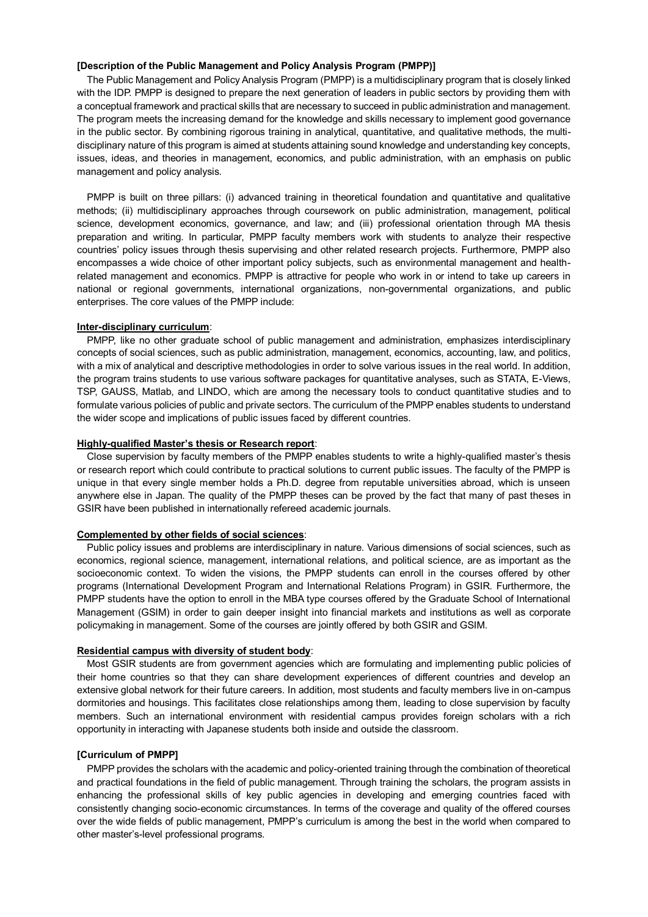**[Description of the Public Management and Policy Analysis Program (PMPP)]**

The Public Management and Policy Analysis Program (PMPP) is a multidisciplinary program that is closely linked with the IDP. PMPP is designed to prepare the next generation of leaders in public sectors by providing them with a conceptual framework and practical skills that are necessary to succeed in public administration and management. The program meets the increasing demand for the knowledge and skills necessary to implement good governance in the public sector. By combining rigorous training in analytical, quantitative, and qualitative methods, the multi-disciplinary nature of this program is aimed at students attaining sound knowledge and understanding key concepts, issues, ideas, and theories in management, economics, and public administration, with an emphasis on public management and policy analysis.

PMPP is built on three pillars: (i) advanced training in theoretical foundation and quantitative and qualitative methods; (ii) multidisciplinary approaches through coursework on public administration, management, political science, development economics, governance, and law; and (iii) professional orientation through MA thesis preparation and writing. In particular, PMPP faculty members work with students to analyze their respective countries' policy issues through thesis supervising and other related research projects. Furthermore, PMPP also encompasses a wide choice of other important policy subjects, such as environmental management and health-related management and economics. PMPP is attractive for people who work in or intend to take up careers in national or regional governments, international organizations, non-governmental organizations, and public enterprises. The core values of the PMPP include:

**Inter-disciplinary curriculum**:

PMPP, like no other graduate school of public management and administration, emphasizes interdisciplinary concepts of social sciences, such as public administration, management, economics, accounting, law, and politics, with a mix of analytical and descriptive methodologies in order to solve various issues in the real world. In addition, the program trains students to use various software packages for quantitative analyses, such as STATA, E-Views, TSP, GAUSS, Matlab, and LINDO, which are among the necessary tools to conduct quantitative studies and to formulate various policies of public and private sectors. The curriculum of the PMPP enables students to understand the wider scope and implications of public issues faced by different countries.

**Highly-qualified Master's thesis or Research report**:

Close supervision by faculty members of the PMPP enables students to write a highly-qualified master's thesis or research report which could contribute to practical solutions to current public issues. The faculty of the PMPP is unique in that every single member holds a Ph.D. degree from reputable universities abroad, which is unseen anywhere else in Japan. The quality of the PMPP theses can be proved by the fact that many of past theses in GSIR have been published in internationally refereed academic journals.

**Complemented by other fields of social sciences**:

Public policy issues and problems are interdisciplinary in nature. Various dimensions of social sciences, such as economics, regional science, management, international relations, and political science, are as important as the socioeconomic context. To widen the visions, the PMPP students can enroll in the courses offered by other programs (International Development Program and International Relations Program) in GSIR. Furthermore, the PMPP students have the option to enroll in the MBA type courses offered by the Graduate School of International Management (GSIM) in order to gain deeper insight into financial markets and institutions as well as corporate policymaking in management. Some of the courses are jointly offered by both GSIR and GSIM.

**Residential campus with diversity of student body**:

Most GSIR students are from government agencies which are formulating and implementing public policies of their home countries so that they can share development experiences of different countries and develop an extensive global network for their future careers. In addition, most students and faculty members live in on-campus dormitories and housings. This facilitates close relationships among them, leading to close supervision by faculty members. Such an international environment with residential campus provides foreign scholars with a rich opportunity in interacting with Japanese students both inside and outside the classroom.

**[Curriculum of PMPP]**

PMPP provides the scholars with the academic and policy-oriented training through the combination of theoretical and practical foundations in the field of public management. Through training the scholars, the program assists in enhancing the professional skills of key public agencies in developing and emerging countries faced with consistently changing socio-economic circumstances. In terms of the coverage and quality of the offered courses over the wide fields of public management, PMPP's curriculum is among the best in the world when compared to other master's-level professional programs.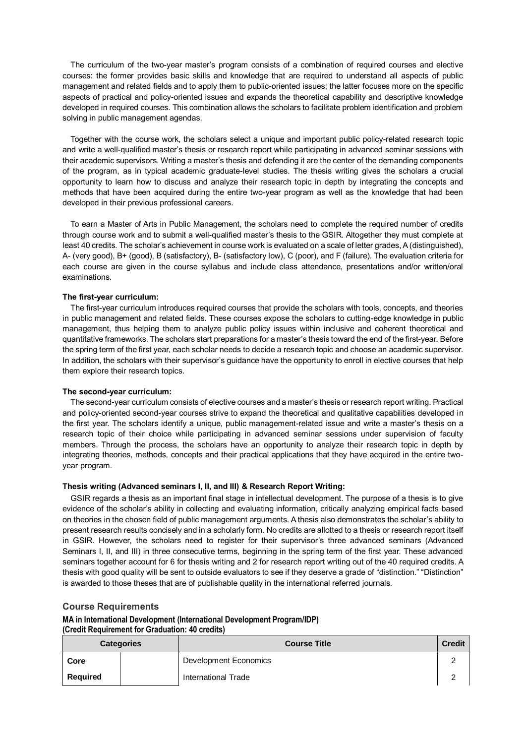The curriculum of the two-year master's program consists of a combination of required courses and elective courses: the former provides basic skills and knowledge that are required to understand all aspects of public management and related fields and to apply them to public-oriented issues; the latter focuses more on the specific aspects of practical and policy-oriented issues and expands the theoretical capability and descriptive knowledge developed in required courses. This combination allows the scholars to facilitate problem identification and problem solving in public management agendas.

Together with the course work, the scholars select a unique and important public policy-related research topic and write a well-qualified master's thesis or research report while participating in advanced seminar sessions with their academic supervisors. Writing a master's thesis and defending it are the center of the demanding components of the program, as in typical academic graduate-level studies. The thesis writing gives the scholars a crucial opportunity to learn how to discuss and analyze their research topic in depth by integrating the concepts and methods that have been acquired during the entire two-year program as well as the knowledge that had been developed in their previous professional careers.

To earn a Master of Arts in Public Management, the scholars need to complete the required number of credits through course work and to submit a well-qualified master's thesis to the GSIR. Altogether they must complete at least 40 credits. The scholar's achievement in course work is evaluated on a scale of letter grades, A (distinguished), A- (very good), B+ (good), B (satisfactory), B- (satisfactory low), C (poor), and F (failure). The evaluation criteria for each course are given in the course syllabus and include class attendance, presentations and/or written/oral examinations.

**The first-year curriculum:**

The first-year curriculum introduces required courses that provide the scholars with tools, concepts, and theories in public management and related fields. These courses expose the scholars to cutting-edge knowledge in public management, thus helping them to analyze public policy issues within inclusive and coherent theoretical and quantitative frameworks. The scholars start preparations for a master's thesis toward the end of the first-year. Before the spring term of the first year, each scholar needs to decide a research topic and choose an academic supervisor. In addition, the scholars with their supervisor's guidance have the opportunity to enroll in elective courses that help them explore their research topics.

**The second-year curriculum:**

The second-year curriculum consists of elective courses and a master's thesis or research report writing. Practical and policy-oriented second-year courses strive to expand the theoretical and qualitative capabilities developed in the first year. The scholars identify a unique, public management-related issue and write a master's thesis on a research topic of their choice while participating in advanced seminar sessions under supervision of faculty members. Through the process, the scholars have an opportunity to analyze their research topic in depth by integrating theories, methods, concepts and their practical applications that they have acquired in the entire two-year program.

**Thesis writing (Advanced seminars I, II, and III) & Research Report Writing:**

GSIR regards a thesis as an important final stage in intellectual development. The purpose of a thesis is to give evidence of the scholar's ability in collecting and evaluating information, critically analyzing empirical facts based on theories in the chosen field of public management arguments. A thesis also demonstrates the scholar's ability to present research results concisely and in a scholarly form. No credits are allotted to a thesis or research report itself in GSIR. However, the scholars need to register for their supervisor's three advanced seminars (Advanced Seminars I, II, and III) in three consecutive terms, beginning in the spring term of the first year. These advanced seminars together account for 6 for thesis writing and 2 for research report writing out of the 40 required credits. A thesis with good quality will be sent to outside evaluators to see if they deserve a grade of "distinction." "Distinction" is awarded to those theses that are of publishable quality in the international referred journals.

## Course Requirements

**MA in International Development (International Development Program/IDP)**
**(Credit Requirement for Graduation: 40 credits)**

| Categories | | Course Title | Credit |
|---|---|---|---|
| **Core** | | Development Economics | 2 |
| **Required** | | International Trade | 2 |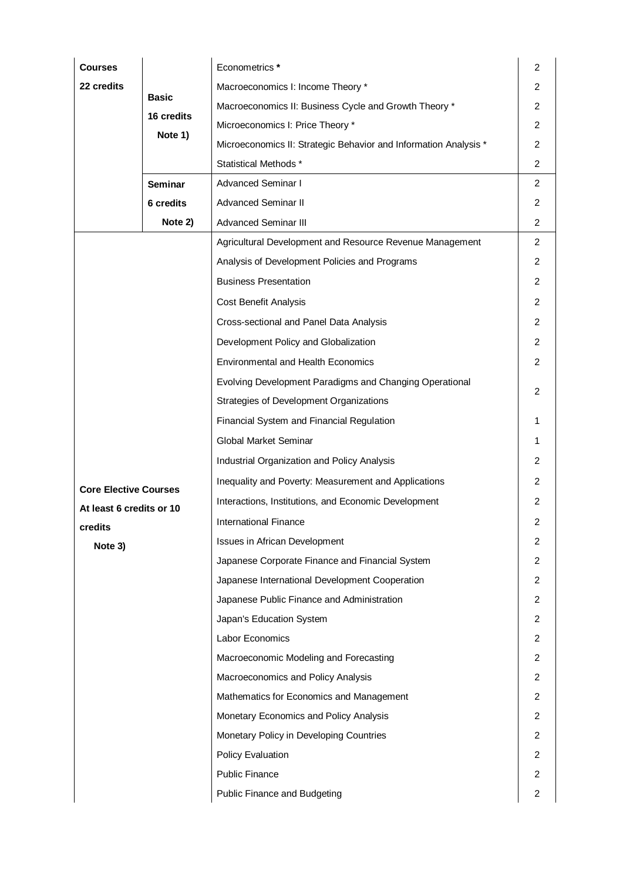| Courses 22 credits | Basic 16 credits Note 1) | Econometrics * | 2 |
|---|---|---|---|
| | | Macroeconomics I: Income Theory * | 2 |
| | | Macroeconomics II: Business Cycle and Growth Theory * | 2 |
| | | Microeconomics I: Price Theory * | 2 |
| | | Microeconomics II: Strategic Behavior and Information Analysis * | 2 |
| | | Statistical Methods * | 2 |
| | Seminar 6 credits Note 2) | Advanced Seminar I | 2 |
| | | Advanced Seminar II | 2 |
| | | Advanced Seminar III | 2 |
| Core Elective Courses At least 6 credits or 10 credits Note 3) | | Agricultural Development and Resource Revenue Management | 2 |
| | | Analysis of Development Policies and Programs | 2 |
| | | Business Presentation | 2 |
| | | Cost Benefit Analysis | 2 |
| | | Cross-sectional and Panel Data Analysis | 2 |
| | | Development Policy and Globalization | 2 |
| | | Environmental and Health Economics | 2 |
| | | Evolving Development Paradigms and Changing Operational Strategies of Development Organizations | 2 |
| | | Financial System and Financial Regulation | 1 |
| | | Global Market Seminar | 1 |
| | | Industrial Organization and Policy Analysis | 2 |
| | | Inequality and Poverty: Measurement and Applications | 2 |
| | | Interactions, Institutions, and Economic Development | 2 |
| | | International Finance | 2 |
| | | Issues in African Development | 2 |
| | | Japanese Corporate Finance and Financial System | 2 |
| | | Japanese International Development Cooperation | 2 |
| | | Japanese Public Finance and Administration | 2 |
| | | Japan's Education System | 2 |
| | | Labor Economics | 2 |
| | | Macroeconomic Modeling and Forecasting | 2 |
| | | Macroeconomics and Policy Analysis | 2 |
| | | Mathematics for Economics and Management | 2 |
| | | Monetary Economics and Policy Analysis | 2 |
| | | Monetary Policy in Developing Countries | 2 |
| | | Policy Evaluation | 2 |
| | | Public Finance | 2 |
| | | Public Finance and Budgeting | 2 |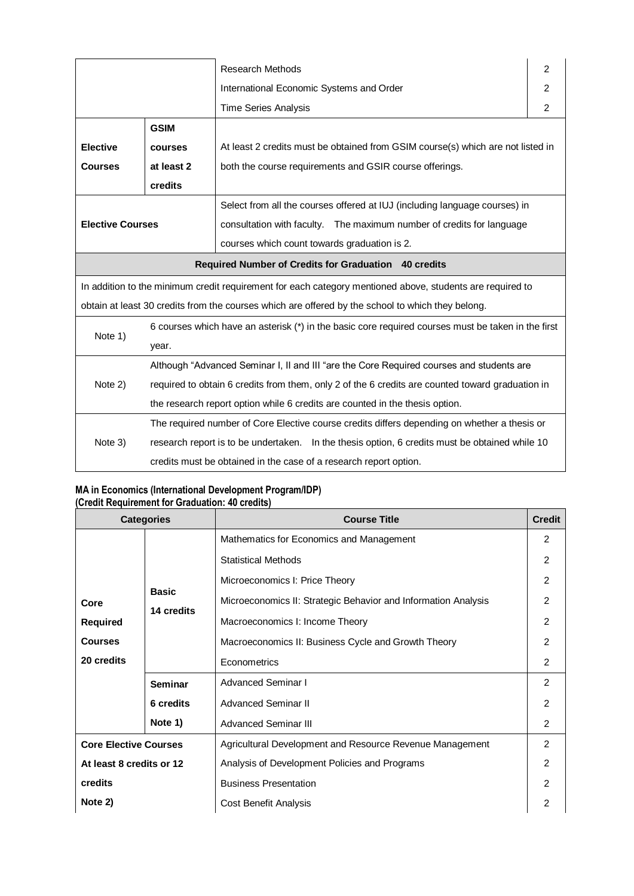| | | | |
|---|---|---|---|
| | | Research Methods | 2 |
| | | International Economic Systems and Order | 2 |
| | | Time Series Analysis | 2 |
| **Elective Courses** | **GSIM courses at least 2 credits** | At least 2 credits must be obtained from GSIM course(s) which are not listed in both the course requirements and GSIR course offerings. | |
| **Elective Courses** | | Select from all the courses offered at IUJ (including language courses) in consultation with faculty. The maximum number of credits for language courses which count towards graduation is 2. | |
| **Required Number of Credits for Graduation 40 credits** | | | |
| In addition to the minimum credit requirement for each category mentioned above, students are required to obtain at least 30 credits from the courses which are offered by the school to which they belong. | | | |
| Note 1) | 6 courses which have an asterisk (*) in the basic core required courses must be taken in the first year. | | |
| Note 2) | Although "Advanced Seminar I, II and III "are the Core Required courses and students are required to obtain 6 credits from them, only 2 of the 6 credits are counted toward graduation in the research report option while 6 credits are counted in the thesis option. | | |
| Note 3) | The required number of Core Elective course credits differs depending on whether a thesis or research report is to be undertaken. In the thesis option, 6 credits must be obtained while 10 credits must be obtained in the case of a research report option. | | |

**MA in Economics (International Development Program/IDP)**
**(Credit Requirement for Graduation: 40 credits)**

| Categories | | Course Title | Credit |
|---|---|---|---|
| **Core Required Courses 20 credits** | **Basic 14 credits** | Mathematics for Economics and Management | 2 |
| | | Statistical Methods | 2 |
| | | Microeconomics I: Price Theory | 2 |
| | | Microeconomics II: Strategic Behavior and Information Analysis | 2 |
| | | Macroeconomics I: Income Theory | 2 |
| | | Macroeconomics II: Business Cycle and Growth Theory | 2 |
| | | Econometrics | 2 |
| | **Seminar 6 credits Note 1)** | Advanced Seminar I | 2 |
| | | Advanced Seminar II | 2 |
| | | Advanced Seminar III | 2 |
| **Core Elective Courses At least 8 credits or 12 credits Note 2)** | | Agricultural Development and Resource Revenue Management | 2 |
| | | Analysis of Development Policies and Programs | 2 |
| | | Business Presentation | 2 |
| | | Cost Benefit Analysis | 2 |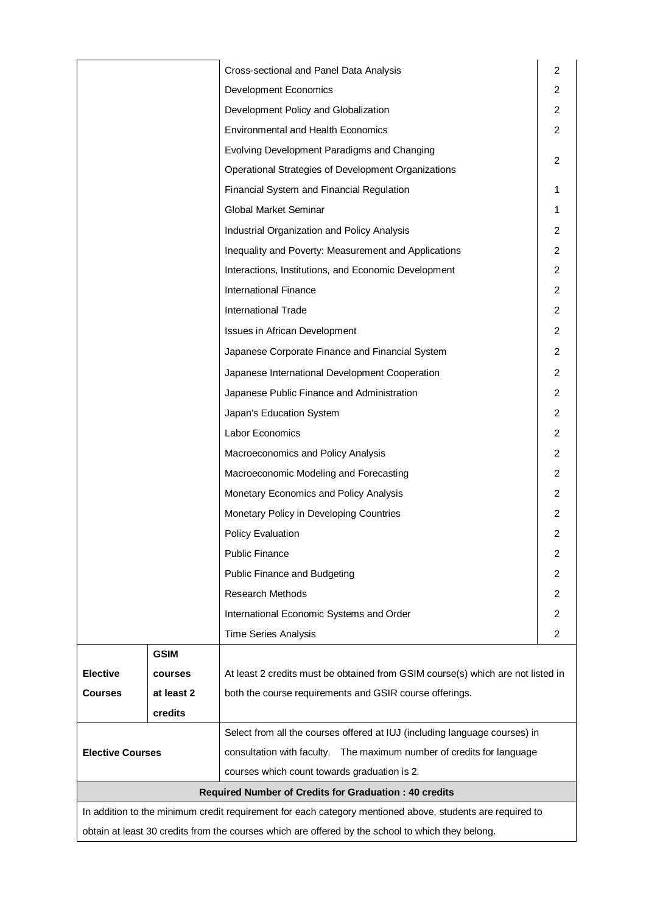| | | | |
|---|---|---|---|
| | | Cross-sectional and Panel Data Analysis | 2 |
| | | Development Economics | 2 |
| | | Development Policy and Globalization | 2 |
| | | Environmental and Health Economics | 2 |
| | | Evolving Development Paradigms and Changing Operational Strategies of Development Organizations | 2 |
| | | Financial System and Financial Regulation | 1 |
| | | Global Market Seminar | 1 |
| | | Industrial Organization and Policy Analysis | 2 |
| | | Inequality and Poverty: Measurement and Applications | 2 |
| | | Interactions, Institutions, and Economic Development | 2 |
| | | International Finance | 2 |
| | | International Trade | 2 |
| | | Issues in African Development | 2 |
| | | Japanese Corporate Finance and Financial System | 2 |
| | | Japanese International Development Cooperation | 2 |
| | | Japanese Public Finance and Administration | 2 |
| | | Japan's Education System | 2 |
| | | Labor Economics | 2 |
| | | Macroeconomics and Policy Analysis | 2 |
| | | Macroeconomic Modeling and Forecasting | 2 |
| | | Monetary Economics and Policy Analysis | 2 |
| | | Monetary Policy in Developing Countries | 2 |
| | | Policy Evaluation | 2 |
| | | Public Finance | 2 |
| | | Public Finance and Budgeting | 2 |
| | | Research Methods | 2 |
| | | International Economic Systems and Order | 2 |
| | | Time Series Analysis | 2 |
| **Elective Courses** | **GSIM courses at least 2 credits** | At least 2 credits must be obtained from GSIM course(s) which are not listed in both the course requirements and GSIR course offerings. | |
| **Elective Courses** | | Select from all the courses offered at IUJ (including language courses) in consultation with faculty. The maximum number of credits for language courses which count towards graduation is 2. | |
| **Required Number of Credits for Graduation : 40 credits** | | | |
| In addition to the minimum credit requirement for each category mentioned above, students are required to obtain at least 30 credits from the courses which are offered by the school to which they belong. | | | |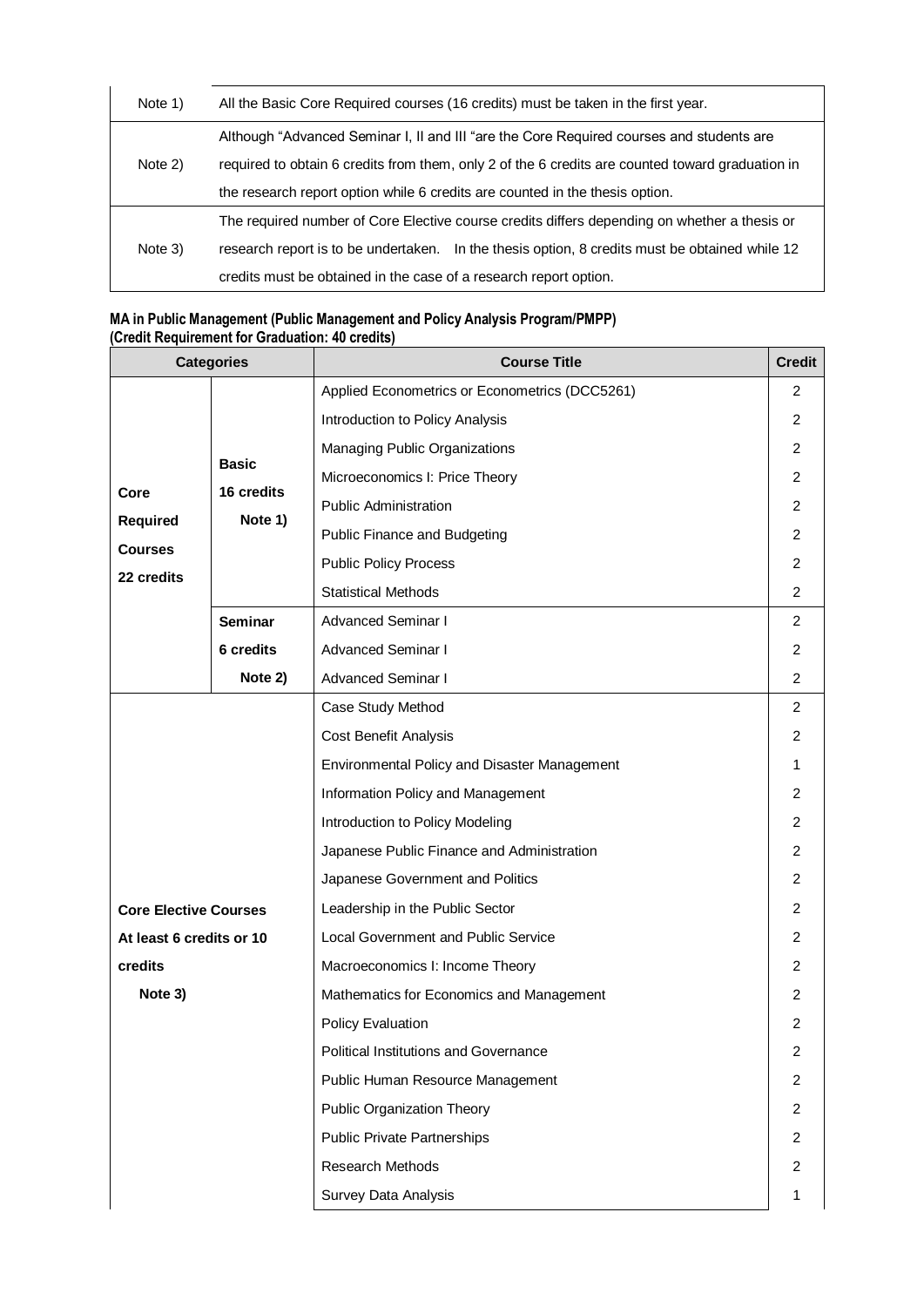| | |
|---|---|
| Note 1) | All the Basic Core Required courses (16 credits) must be taken in the first year. |
| Note 2) | Although "Advanced Seminar I, II and III "are the Core Required courses and students are required to obtain 6 credits from them, only 2 of the 6 credits are counted toward graduation in the research report option while 6 credits are counted in the thesis option. |
| Note 3) | The required number of Core Elective course credits differs depending on whether a thesis or research report is to be undertaken. In the thesis option, 8 credits must be obtained while 12 credits must be obtained in the case of a research report option. |

**MA in Public Management (Public Management and Policy Analysis Program/PMPP)**
**(Credit Requirement for Graduation: 40 credits)**

| Categories | | Course Title | Credit |
|---|---|---|---|
| **Core Required Courses 22 credits** | **Basic 16 credits Note 1)** | Applied Econometrics or Econometrics (DCC5261) | 2 |
| | | Introduction to Policy Analysis | 2 |
| | | Managing Public Organizations | 2 |
| | | Microeconomics I: Price Theory | 2 |
| | | Public Administration | 2 |
| | | Public Finance and Budgeting | 2 |
| | | Public Policy Process | 2 |
| | | Statistical Methods | 2 |
| | **Seminar 6 credits Note 2)** | Advanced Seminar I | 2 |
| | | Advanced Seminar I | 2 |
| | | Advanced Seminar I | 2 |
| **Core Elective Courses At least 6 credits or 10 credits Note 3)** | | Case Study Method | 2 |
| | | Cost Benefit Analysis | 2 |
| | | Environmental Policy and Disaster Management | 1 |
| | | Information Policy and Management | 2 |
| | | Introduction to Policy Modeling | 2 |
| | | Japanese Public Finance and Administration | 2 |
| | | Japanese Government and Politics | 2 |
| | | Leadership in the Public Sector | 2 |
| | | Local Government and Public Service | 2 |
| | | Macroeconomics I: Income Theory | 2 |
| | | Mathematics for Economics and Management | 2 |
| | | Policy Evaluation | 2 |
| | | Political Institutions and Governance | 2 |
| | | Public Human Resource Management | 2 |
| | | Public Organization Theory | 2 |
| | | Public Private Partnerships | 2 |
| | | Research Methods | 2 |
| | | Survey Data Analysis | 1 |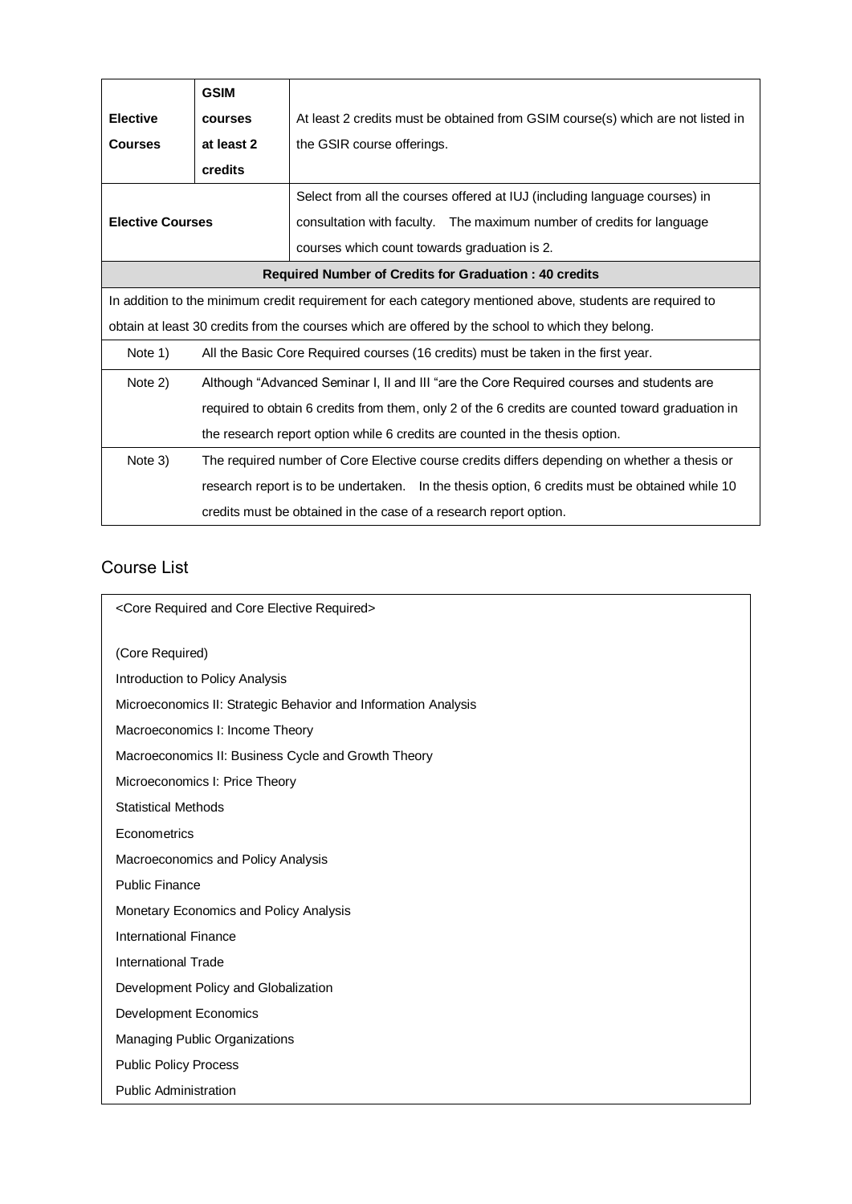| | | |
|---|---|---|
| **Elective Courses** | **GSIM courses at least 2 credits** | At least 2 credits must be obtained from GSIM course(s) which are not listed in the GSIR course offerings. |
| **Elective Courses** | | Select from all the courses offered at IUJ (including language courses) in consultation with faculty. The maximum number of credits for language courses which count towards graduation is 2. |
| **Required Number of Credits for Graduation : 40 credits** | | |
| In addition to the minimum credit requirement for each category mentioned above, students are required to obtain at least 30 credits from the courses which are offered by the school to which they belong. | | |
| Note 1) | All the Basic Core Required courses (16 credits) must be taken in the first year. | |
| Note 2) | Although "Advanced Seminar I, II and III "are the Core Required courses and students are required to obtain 6 credits from them, only 2 of the 6 credits are counted toward graduation in the research report option while 6 credits are counted in the thesis option. | |
| Note 3) | The required number of Core Elective course credits differs depending on whether a thesis or research report is to be undertaken. In the thesis option, 6 credits must be obtained while 10 credits must be obtained in the case of a research report option. | |

## Course List

<Core Required and Core Elective Required>

(Core Required)

Introduction to Policy Analysis

Microeconomics II: Strategic Behavior and Information Analysis

Macroeconomics I: Income Theory

Macroeconomics II: Business Cycle and Growth Theory

Microeconomics I: Price Theory

Statistical Methods

Econometrics

Macroeconomics and Policy Analysis

Public Finance

Monetary Economics and Policy Analysis

International Finance

International Trade

Development Policy and Globalization

Development Economics

Managing Public Organizations

Public Policy Process

Public Administration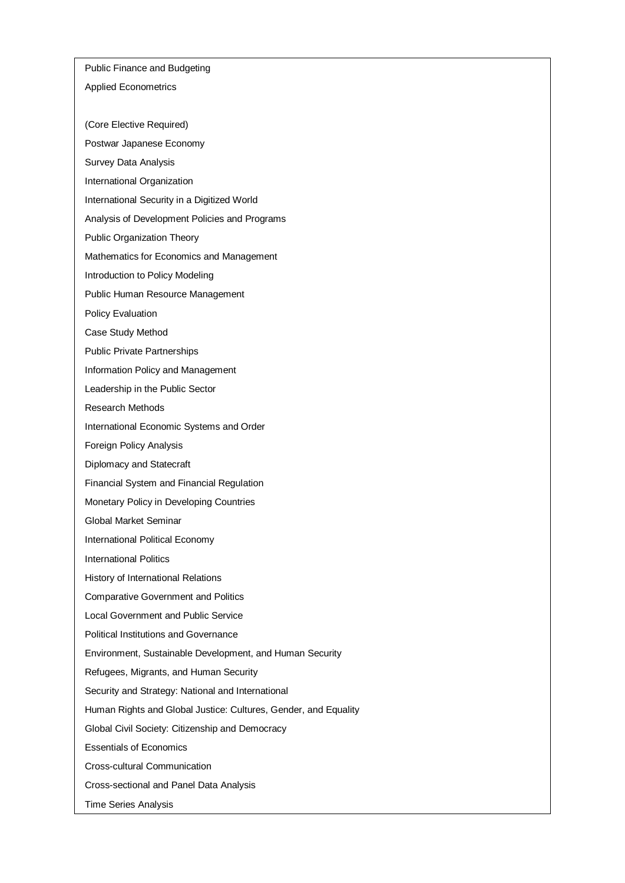Public Finance and Budgeting

Applied Econometrics

(Core Elective Required)

Postwar Japanese Economy

Survey Data Analysis

International Organization

International Security in a Digitized World

Analysis of Development Policies and Programs

Public Organization Theory

Mathematics for Economics and Management

Introduction to Policy Modeling

Public Human Resource Management

Policy Evaluation

Case Study Method

Public Private Partnerships

Information Policy and Management

Leadership in the Public Sector

Research Methods

International Economic Systems and Order

Foreign Policy Analysis

Diplomacy and Statecraft

Financial System and Financial Regulation

Monetary Policy in Developing Countries

Global Market Seminar

International Political Economy

International Politics

History of International Relations

Comparative Government and Politics

Local Government and Public Service

Political Institutions and Governance

Environment, Sustainable Development, and Human Security

Refugees, Migrants, and Human Security

Security and Strategy: National and International

Human Rights and Global Justice: Cultures, Gender, and Equality

Global Civil Society: Citizenship and Democracy

Essentials of Economics

Cross-cultural Communication

Cross-sectional and Panel Data Analysis

Time Series Analysis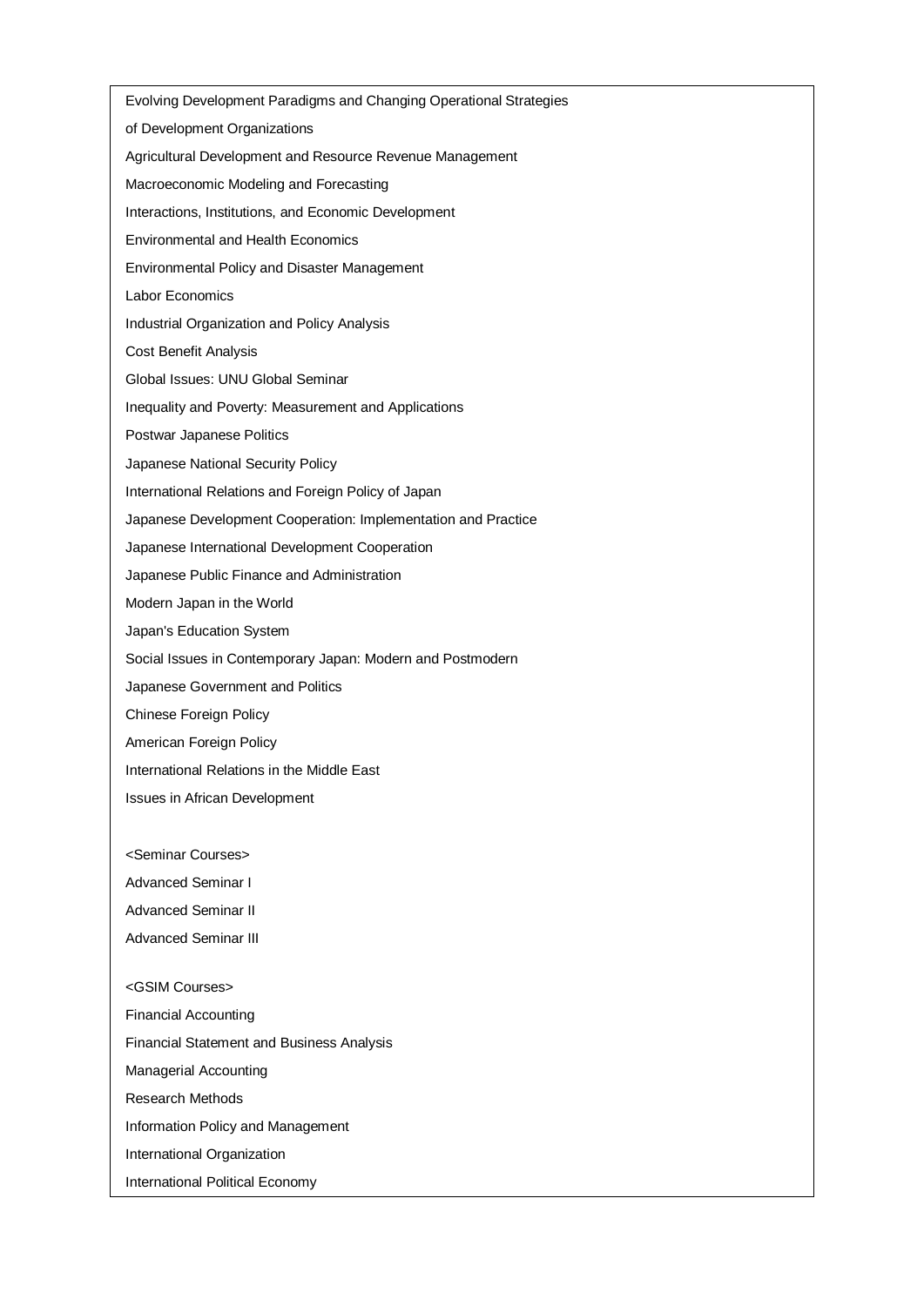Evolving Development Paradigms and Changing Operational Strategies of Development Organizations

Agricultural Development and Resource Revenue Management

Macroeconomic Modeling and Forecasting

Interactions, Institutions, and Economic Development

Environmental and Health Economics

Environmental Policy and Disaster Management

Labor Economics

Industrial Organization and Policy Analysis

Cost Benefit Analysis

Global Issues: UNU Global Seminar

Inequality and Poverty: Measurement and Applications

Postwar Japanese Politics

Japanese National Security Policy

International Relations and Foreign Policy of Japan

Japanese Development Cooperation: Implementation and Practice

Japanese International Development Cooperation

Japanese Public Finance and Administration

Modern Japan in the World

Japan's Education System

Social Issues in Contemporary Japan: Modern and Postmodern

Japanese Government and Politics

Chinese Foreign Policy

American Foreign Policy

International Relations in the Middle East

Issues in African Development

<Seminar Courses>

Advanced Seminar I

Advanced Seminar II

Advanced Seminar III

<GSIM Courses>

Financial Accounting

Financial Statement and Business Analysis

Managerial Accounting

Research Methods

Information Policy and Management

International Organization

International Political Economy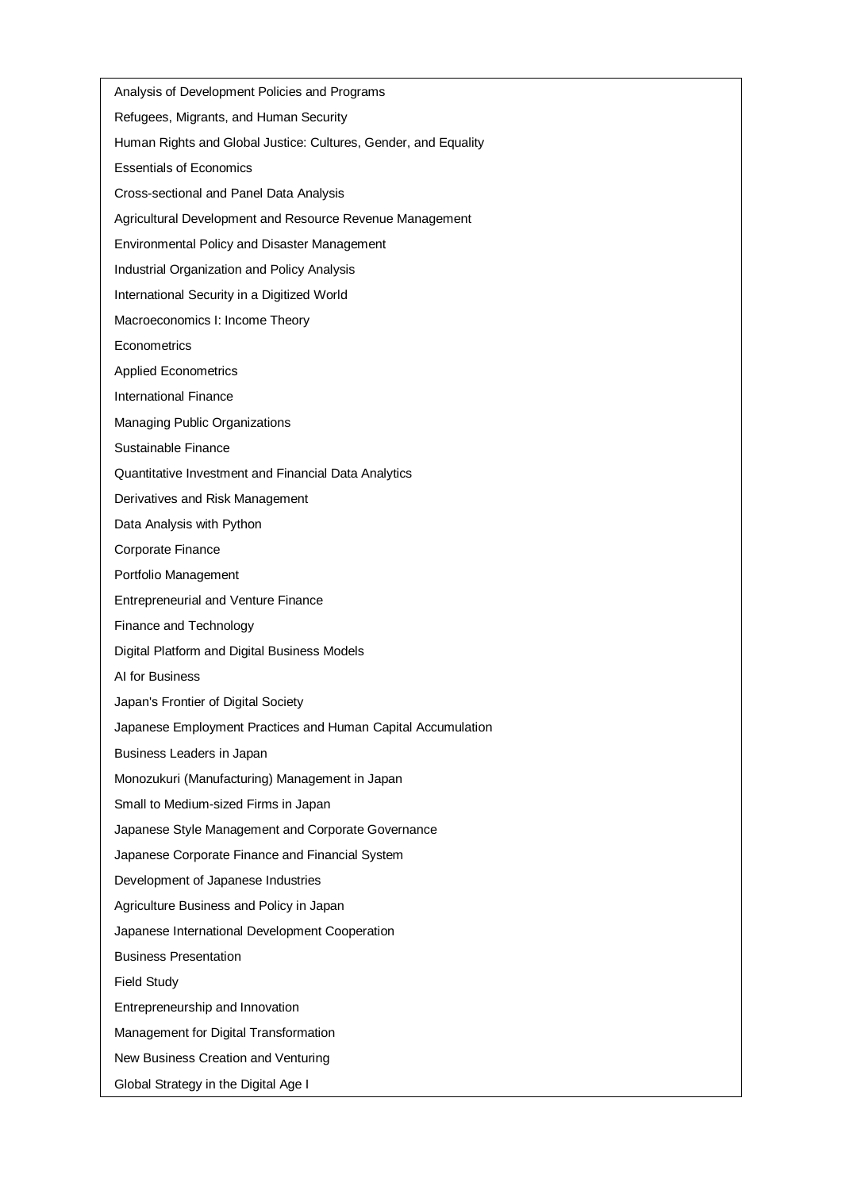Analysis of Development Policies and Programs

Refugees, Migrants, and Human Security

Human Rights and Global Justice: Cultures, Gender, and Equality

Essentials of Economics

Cross-sectional and Panel Data Analysis

Agricultural Development and Resource Revenue Management

Environmental Policy and Disaster Management

Industrial Organization and Policy Analysis

International Security in a Digitized World

Macroeconomics I: Income Theory

Econometrics

Applied Econometrics

International Finance

Managing Public Organizations

Sustainable Finance

Quantitative Investment and Financial Data Analytics

Derivatives and Risk Management

Data Analysis with Python

Corporate Finance

Portfolio Management

Entrepreneurial and Venture Finance

Finance and Technology

Digital Platform and Digital Business Models

AI for Business

Japan's Frontier of Digital Society

Japanese Employment Practices and Human Capital Accumulation

Business Leaders in Japan

Monozukuri (Manufacturing) Management in Japan

Small to Medium-sized Firms in Japan

Japanese Style Management and Corporate Governance

Japanese Corporate Finance and Financial System

Development of Japanese Industries

Agriculture Business and Policy in Japan

Japanese International Development Cooperation

Business Presentation

Field Study

Entrepreneurship and Innovation

Management for Digital Transformation

New Business Creation and Venturing

Global Strategy in the Digital Age I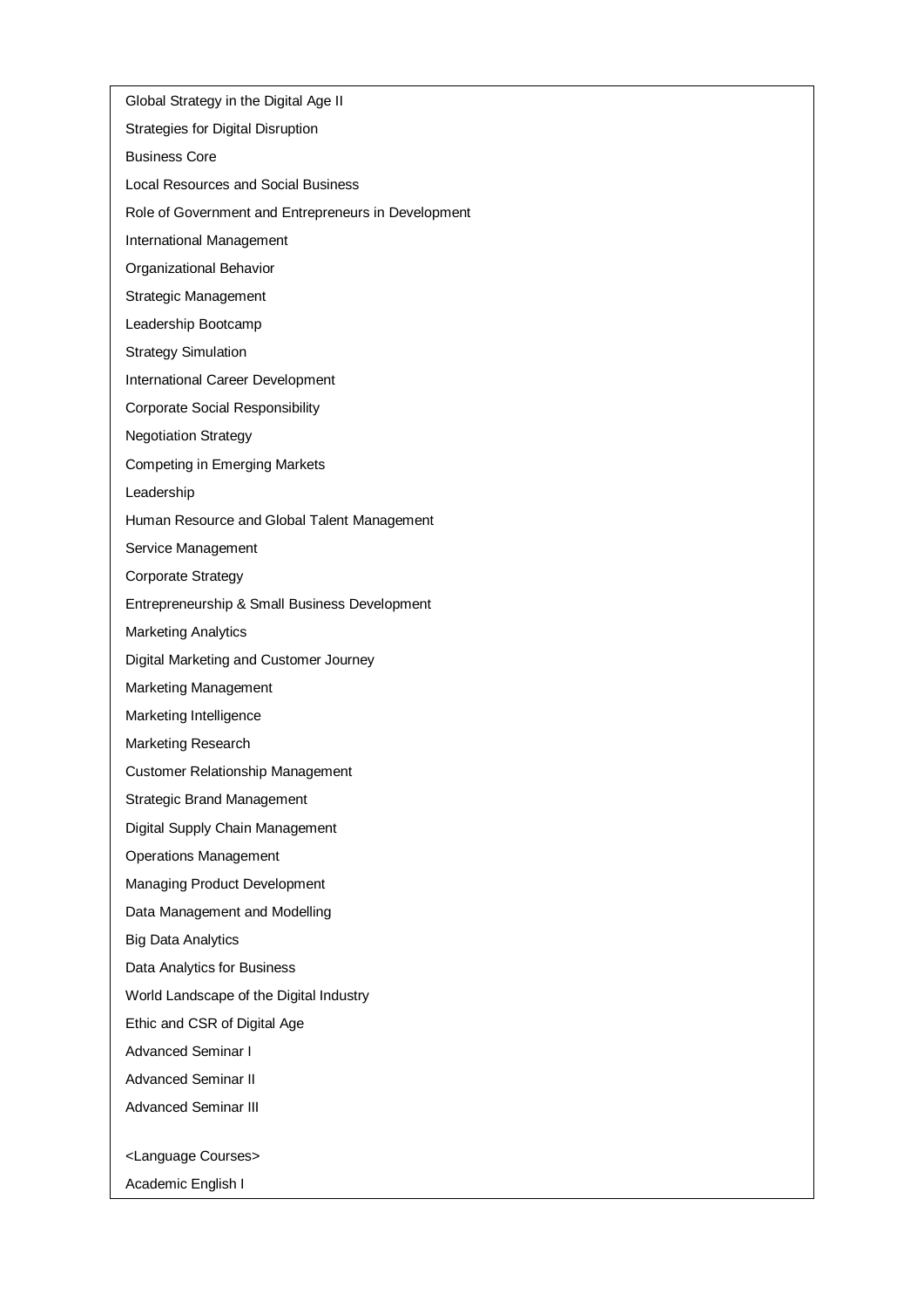Global Strategy in the Digital Age II

Strategies for Digital Disruption

Business Core

Local Resources and Social Business

Role of Government and Entrepreneurs in Development

International Management

Organizational Behavior

Strategic Management

Leadership Bootcamp

Strategy Simulation

International Career Development

Corporate Social Responsibility

Negotiation Strategy

Competing in Emerging Markets

Leadership

Human Resource and Global Talent Management

Service Management

Corporate Strategy

Entrepreneurship & Small Business Development

Marketing Analytics

Digital Marketing and Customer Journey

Marketing Management

Marketing Intelligence

Marketing Research

Customer Relationship Management

Strategic Brand Management

Digital Supply Chain Management

Operations Management

Managing Product Development

Data Management and Modelling

Big Data Analytics

Data Analytics for Business

World Landscape of the Digital Industry

Ethic and CSR of Digital Age

Advanced Seminar I

Advanced Seminar II

Advanced Seminar III

<Language Courses>

Academic English I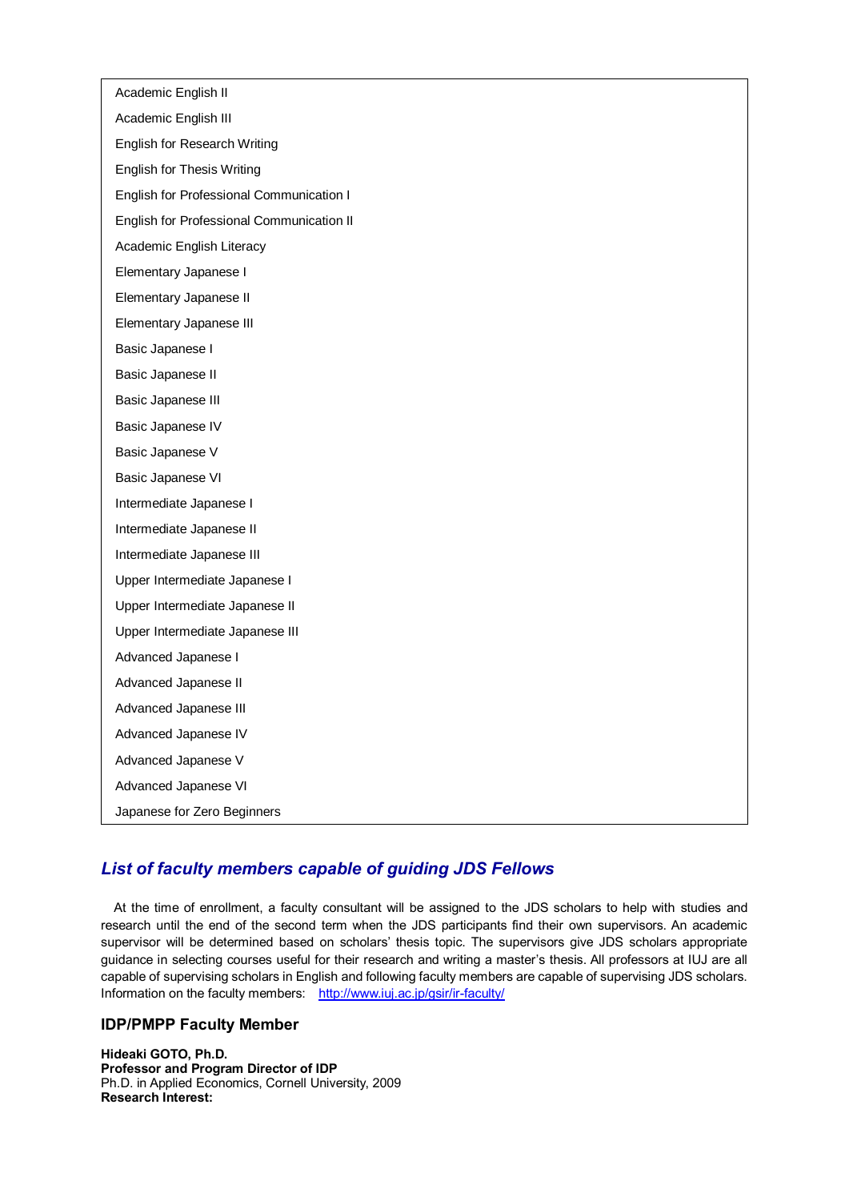| Academic English II |
|---|
| Academic English III |
| English for Research Writing |
| English for Thesis Writing |
| English for Professional Communication I |
| English for Professional Communication II |
| Academic English Literacy |
| Elementary Japanese I |
| Elementary Japanese II |
| Elementary Japanese III |
| Basic Japanese I |
| Basic Japanese II |
| Basic Japanese III |
| Basic Japanese IV |
| Basic Japanese V |
| Basic Japanese VI |
| Intermediate Japanese I |
| Intermediate Japanese II |
| Intermediate Japanese III |
| Upper Intermediate Japanese I |
| Upper Intermediate Japanese II |
| Upper Intermediate Japanese III |
| Advanced Japanese I |
| Advanced Japanese II |
| Advanced Japanese III |
| Advanced Japanese IV |
| Advanced Japanese V |
| Advanced Japanese VI |
| Japanese for Zero Beginners |

## *List of faculty members capable of guiding JDS Fellows*

At the time of enrollment, a faculty consultant will be assigned to the JDS scholars to help with studies and research until the end of the second term when the JDS participants find their own supervisors. An academic supervisor will be determined based on scholars' thesis topic. The supervisors give JDS scholars appropriate guidance in selecting courses useful for their research and writing a master's thesis. All professors at IUJ are all capable of supervising scholars in English and following faculty members are capable of supervising JDS scholars. Information on the faculty members: http://www.iuj.ac.jp/gsir/ir-faculty/

### IDP/PMPP Faculty Member

**Hideaki GOTO, Ph.D.**
**Professor and Program Director of IDP**
Ph.D. in Applied Economics, Cornell University, 2009
**Research Interest:**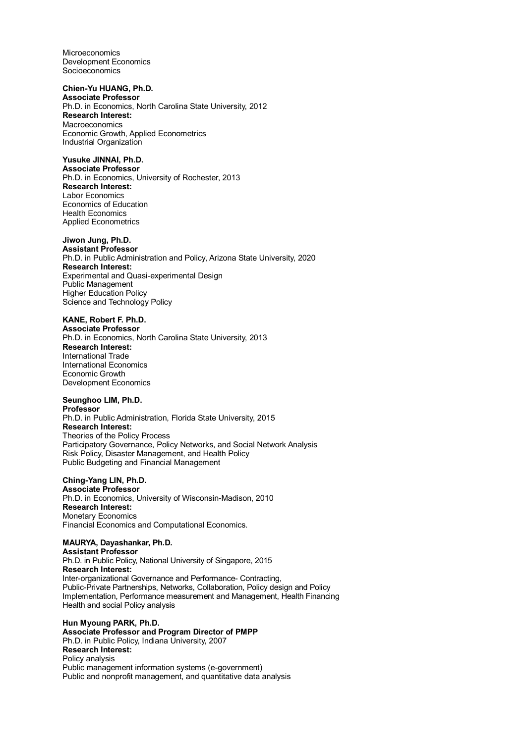Microeconomics
Development Economics
Socioeconomics

**Chien-Yu HUANG, Ph.D.**
**Associate Professor**
Ph.D. in Economics, North Carolina State University, 2012
**Research Interest:**
Macroeconomics
Economic Growth, Applied Econometrics
Industrial Organization

**Yusuke JINNAI, Ph.D.**
**Associate Professor**
Ph.D. in Economics, University of Rochester, 2013
**Research Interest:**
Labor Economics
Economics of Education
Health Economics
Applied Econometrics

**Jiwon Jung, Ph.D.**
**Assistant Professor**
Ph.D. in Public Administration and Policy, Arizona State University, 2020
**Research Interest:**
Experimental and Quasi-experimental Design
Public Management
Higher Education Policy
Science and Technology Policy

**KANE, Robert F. Ph.D.**
**Associate Professor**
Ph.D. in Economics, North Carolina State University, 2013
**Research Interest:**
International Trade
International Economics
Economic Growth
Development Economics

**Seunghoo LIM, Ph.D.**
**Professor**
Ph.D. in Public Administration, Florida State University, 2015
**Research Interest:**
Theories of the Policy Process
Participatory Governance, Policy Networks, and Social Network Analysis
Risk Policy, Disaster Management, and Health Policy
Public Budgeting and Financial Management

**Ching-Yang LIN, Ph.D.**
**Associate Professor**
Ph.D. in Economics, University of Wisconsin-Madison, 2010
**Research Interest:**
Monetary Economics
Financial Economics and Computational Economics.

**MAURYA, Dayashankar, Ph.D.**
**Assistant Professor**
Ph.D. in Public Policy, National University of Singapore, 2015
**Research Interest:**
Inter-organizational Governance and Performance- Contracting,
Public-Private Partnerships, Networks, Collaboration, Policy design and Policy Implementation, Performance measurement and Management, Health Financing
Health and social Policy analysis

**Hun Myoung PARK, Ph.D.**
**Associate Professor and Program Director of PMPP**
Ph.D. in Public Policy, Indiana University, 2007
**Research Interest:**
Policy analysis
Public management information systems (e-government)
Public and nonprofit management, and quantitative data analysis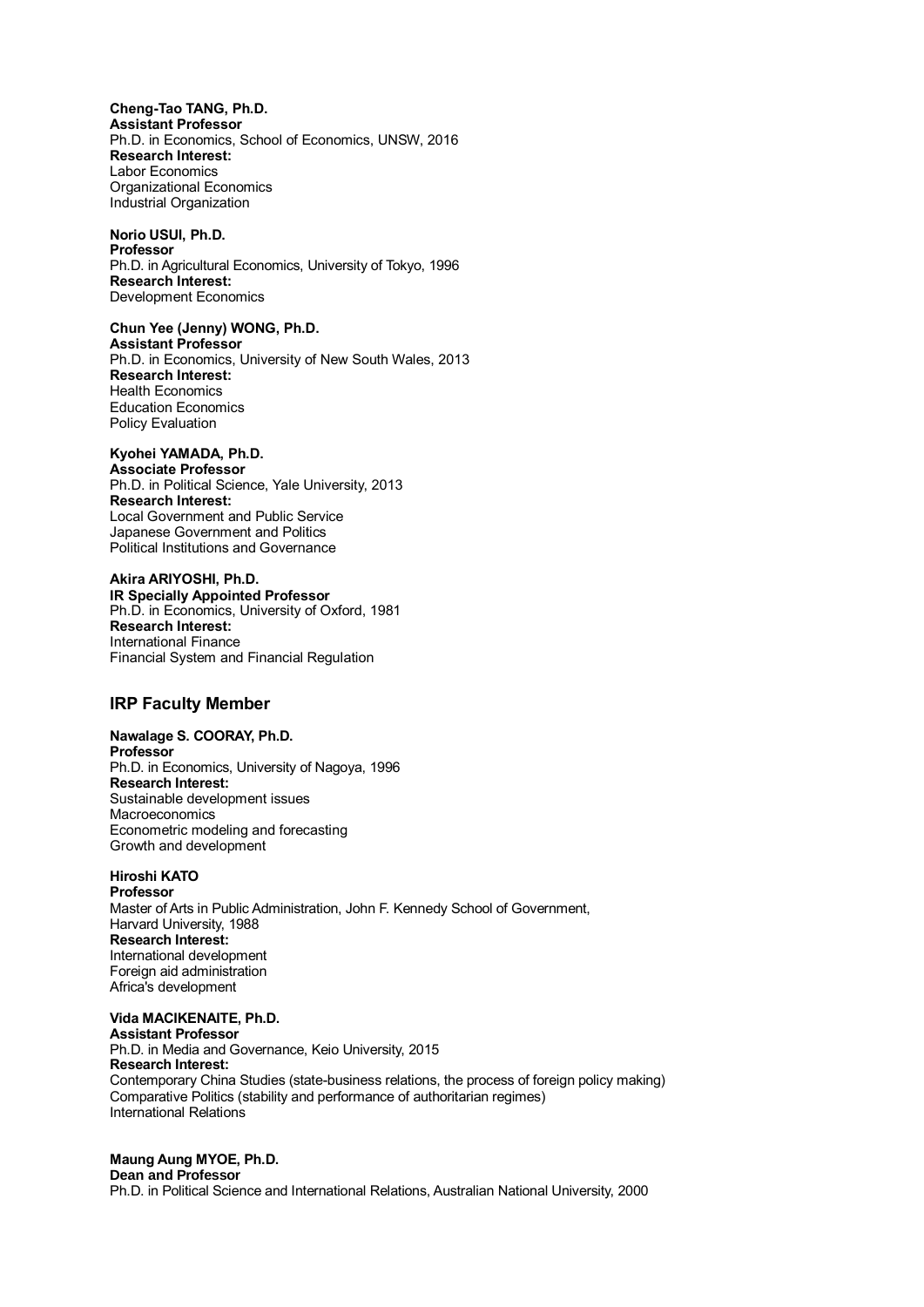**Cheng-Tao TANG, Ph.D.**
**Assistant Professor**
Ph.D. in Economics, School of Economics, UNSW, 2016
**Research Interest:**
Labor Economics
Organizational Economics
Industrial Organization

**Norio USUI, Ph.D.**
**Professor**
Ph.D. in Agricultural Economics, University of Tokyo, 1996
**Research Interest:**
Development Economics

**Chun Yee (Jenny) WONG, Ph.D.**
**Assistant Professor**
Ph.D. in Economics, University of New South Wales, 2013
**Research Interest:**
Health Economics
Education Economics
Policy Evaluation

**Kyohei YAMADA, Ph.D.**
**Associate Professor**
Ph.D. in Political Science, Yale University, 2013
**Research Interest:**
Local Government and Public Service
Japanese Government and Politics
Political Institutions and Governance

**Akira ARIYOSHI, Ph.D.**
**IR Specially Appointed Professor**
Ph.D. in Economics, University of Oxford, 1981
**Research Interest:**
International Finance
Financial System and Financial Regulation

## IRP Faculty Member

**Nawalage S. COORAY, Ph.D.**
**Professor**
Ph.D. in Economics, University of Nagoya, 1996
**Research Interest:**
Sustainable development issues
Macroeconomics
Econometric modeling and forecasting
Growth and development

**Hiroshi KATO**
**Professor**
Master of Arts in Public Administration, John F. Kennedy School of Government, Harvard University, 1988
**Research Interest:**
International development
Foreign aid administration
Africa's development

**Vida MACIKENAITE, Ph.D.**
**Assistant Professor**
Ph.D. in Media and Governance, Keio University, 2015
**Research Interest:**
Contemporary China Studies (state-business relations, the process of foreign policy making)
Comparative Politics (stability and performance of authoritarian regimes)
International Relations

**Maung Aung MYOE, Ph.D.**
**Dean and Professor**
Ph.D. in Political Science and International Relations, Australian National University, 2000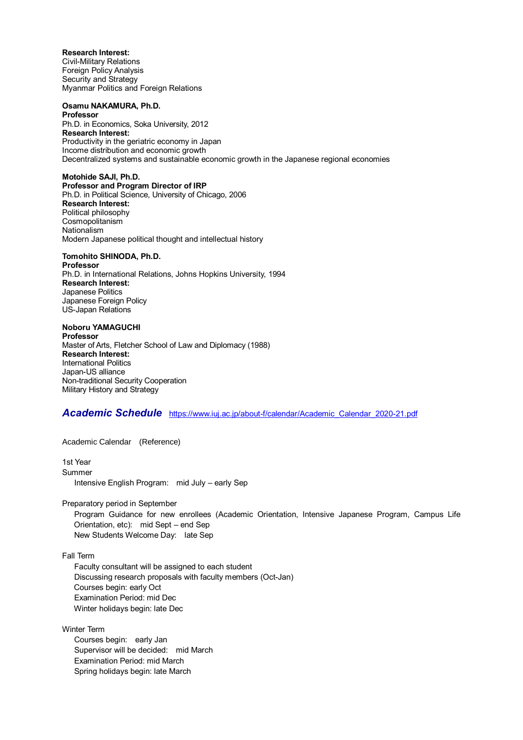**Research Interest:**
Civil-Military Relations
Foreign Policy Analysis
Security and Strategy
Myanmar Politics and Foreign Relations

**Osamu NAKAMURA, Ph.D.**
**Professor**
Ph.D. in Economics, Soka University, 2012
**Research Interest:**
Productivity in the geriatric economy in Japan
Income distribution and economic growth
Decentralized systems and sustainable economic growth in the Japanese regional economies

**Motohide SAJI, Ph.D.**
**Professor and Program Director of IRP**
Ph.D. in Political Science, University of Chicago, 2006
**Research Interest:**
Political philosophy
Cosmopolitanism
Nationalism
Modern Japanese political thought and intellectual history

**Tomohito SHINODA, Ph.D.**
**Professor**
Ph.D. in International Relations, Johns Hopkins University, 1994
**Research Interest:**
Japanese Politics
Japanese Foreign Policy
US-Japan Relations

**Noboru YAMAGUCHI**
**Professor**
Master of Arts, Fletcher School of Law and Diplomacy (1988)
**Research Interest:**
International Politics
Japan-US alliance
Non-traditional Security Cooperation
Military History and Strategy

## ***Academic Schedule*** https://www.iuj.ac.jp/about-f/calendar/Academic_Calendar_2020-21.pdf

Academic Calendar (Reference)

1st Year
Summer
Intensive English Program: mid July – early Sep

Preparatory period in September
Program Guidance for new enrollees (Academic Orientation, Intensive Japanese Program, Campus Life Orientation, etc): mid Sept – end Sep
New Students Welcome Day: late Sep

Fall Term
Faculty consultant will be assigned to each student
Discussing research proposals with faculty members (Oct-Jan)
Courses begin: early Oct
Examination Period: mid Dec
Winter holidays begin: late Dec

Winter Term
Courses begin: early Jan
Supervisor will be decided: mid March
Examination Period: mid March
Spring holidays begin: late March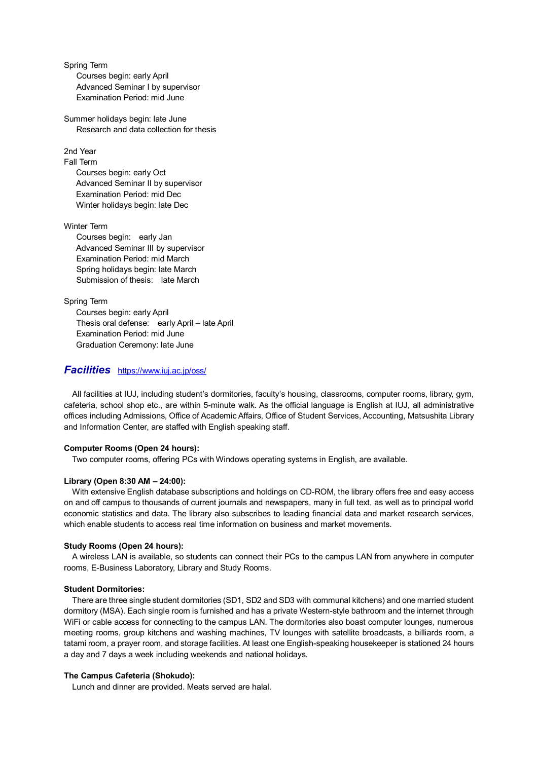Spring Term
- Courses begin: early April
- Advanced Seminar I by supervisor
- Examination Period: mid June

Summer holidays begin: late June
- Research and data collection for thesis

2nd Year
Fall Term
- Courses begin: early Oct
- Advanced Seminar II by supervisor
- Examination Period: mid Dec
- Winter holidays begin: late Dec

Winter Term
- Courses begin: early Jan
- Advanced Seminar III by supervisor
- Examination Period: mid March
- Spring holidays begin: late March
- Submission of thesis: late March

Spring Term
- Courses begin: early April
- Thesis oral defense: early April – late April
- Examination Period: mid June
- Graduation Ceremony: late June

## *Facilities* https://www.iuj.ac.jp/oss/

All facilities at IUJ, including student's dormitories, faculty's housing, classrooms, computer rooms, library, gym, cafeteria, school shop etc., are within 5-minute walk. As the official language is English at IUJ, all administrative offices including Admissions, Office of Academic Affairs, Office of Student Services, Accounting, Matsushita Library and Information Center, are staffed with English speaking staff.

**Computer Rooms (Open 24 hours):**

Two computer rooms, offering PCs with Windows operating systems in English, are available.

**Library (Open 8:30 AM – 24:00):**

With extensive English database subscriptions and holdings on CD-ROM, the library offers free and easy access on and off campus to thousands of current journals and newspapers, many in full text, as well as to principal world economic statistics and data. The library also subscribes to leading financial data and market research services, which enable students to access real time information on business and market movements.

**Study Rooms (Open 24 hours):**

A wireless LAN is available, so students can connect their PCs to the campus LAN from anywhere in computer rooms, E-Business Laboratory, Library and Study Rooms.

**Student Dormitories:**

There are three single student dormitories (SD1, SD2 and SD3 with communal kitchens) and one married student dormitory (MSA). Each single room is furnished and has a private Western-style bathroom and the internet through WiFi or cable access for connecting to the campus LAN. The dormitories also boast computer lounges, numerous meeting rooms, group kitchens and washing machines, TV lounges with satellite broadcasts, a billiards room, a tatami room, a prayer room, and storage facilities. At least one English-speaking housekeeper is stationed 24 hours a day and 7 days a week including weekends and national holidays.

**The Campus Cafeteria (Shokudo):**

Lunch and dinner are provided. Meats served are halal.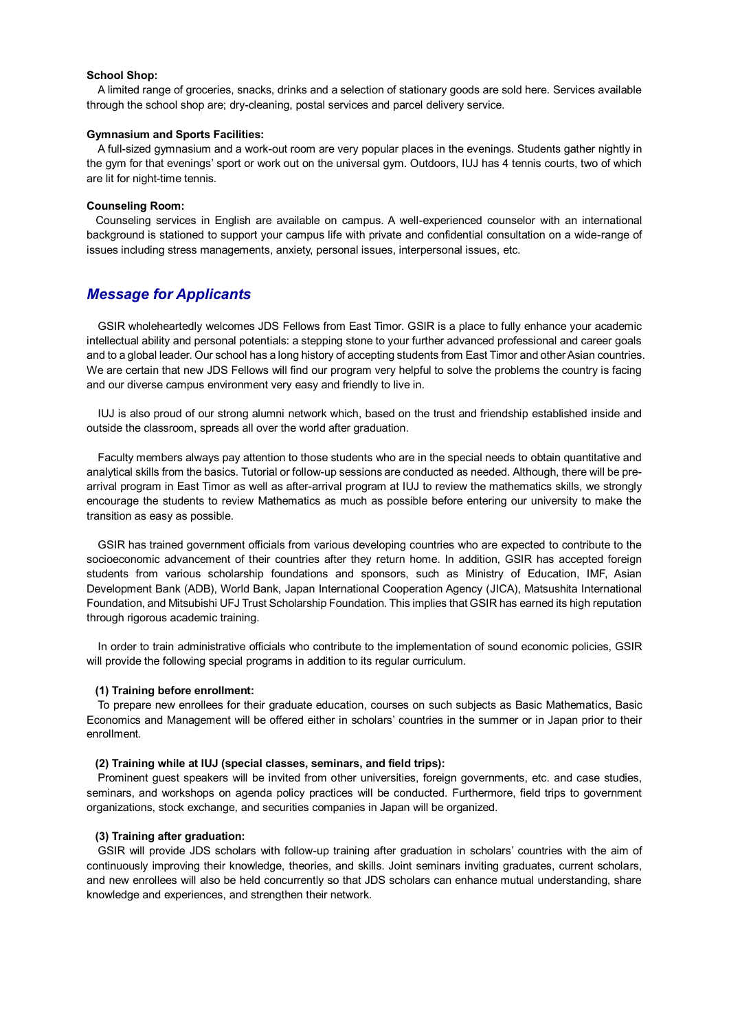**School Shop:**

A limited range of groceries, snacks, drinks and a selection of stationary goods are sold here. Services available through the school shop are; dry-cleaning, postal services and parcel delivery service.

**Gymnasium and Sports Facilities:**

A full-sized gymnasium and a work-out room are very popular places in the evenings. Students gather nightly in the gym for that evenings' sport or work out on the universal gym. Outdoors, IUJ has 4 tennis courts, two of which are lit for night-time tennis.

**Counseling Room:**

Counseling services in English are available on campus. A well-experienced counselor with an international background is stationed to support your campus life with private and confidential consultation on a wide-range of issues including stress managements, anxiety, personal issues, interpersonal issues, etc.

## *Message for Applicants*

GSIR wholeheartedly welcomes JDS Fellows from East Timor. GSIR is a place to fully enhance your academic intellectual ability and personal potentials: a stepping stone to your further advanced professional and career goals and to a global leader. Our school has a long history of accepting students from East Timor and other Asian countries. We are certain that new JDS Fellows will find our program very helpful to solve the problems the country is facing and our diverse campus environment very easy and friendly to live in.

IUJ is also proud of our strong alumni network which, based on the trust and friendship established inside and outside the classroom, spreads all over the world after graduation.

Faculty members always pay attention to those students who are in the special needs to obtain quantitative and analytical skills from the basics. Tutorial or follow-up sessions are conducted as needed. Although, there will be pre-arrival program in East Timor as well as after-arrival program at IUJ to review the mathematics skills, we strongly encourage the students to review Mathematics as much as possible before entering our university to make the transition as easy as possible.

GSIR has trained government officials from various developing countries who are expected to contribute to the socioeconomic advancement of their countries after they return home. In addition, GSIR has accepted foreign students from various scholarship foundations and sponsors, such as Ministry of Education, IMF, Asian Development Bank (ADB), World Bank, Japan International Cooperation Agency (JICA), Matsushita International Foundation, and Mitsubishi UFJ Trust Scholarship Foundation. This implies that GSIR has earned its high reputation through rigorous academic training.

In order to train administrative officials who contribute to the implementation of sound economic policies, GSIR will provide the following special programs in addition to its regular curriculum.

**(1) Training before enrollment:**

To prepare new enrollees for their graduate education, courses on such subjects as Basic Mathematics, Basic Economics and Management will be offered either in scholars' countries in the summer or in Japan prior to their enrollment.

**(2) Training while at IUJ (special classes, seminars, and field trips):**

Prominent guest speakers will be invited from other universities, foreign governments, etc. and case studies, seminars, and workshops on agenda policy practices will be conducted. Furthermore, field trips to government organizations, stock exchange, and securities companies in Japan will be organized.

**(3) Training after graduation:**

GSIR will provide JDS scholars with follow-up training after graduation in scholars' countries with the aim of continuously improving their knowledge, theories, and skills. Joint seminars inviting graduates, current scholars, and new enrollees will also be held concurrently so that JDS scholars can enhance mutual understanding, share knowledge and experiences, and strengthen their network.